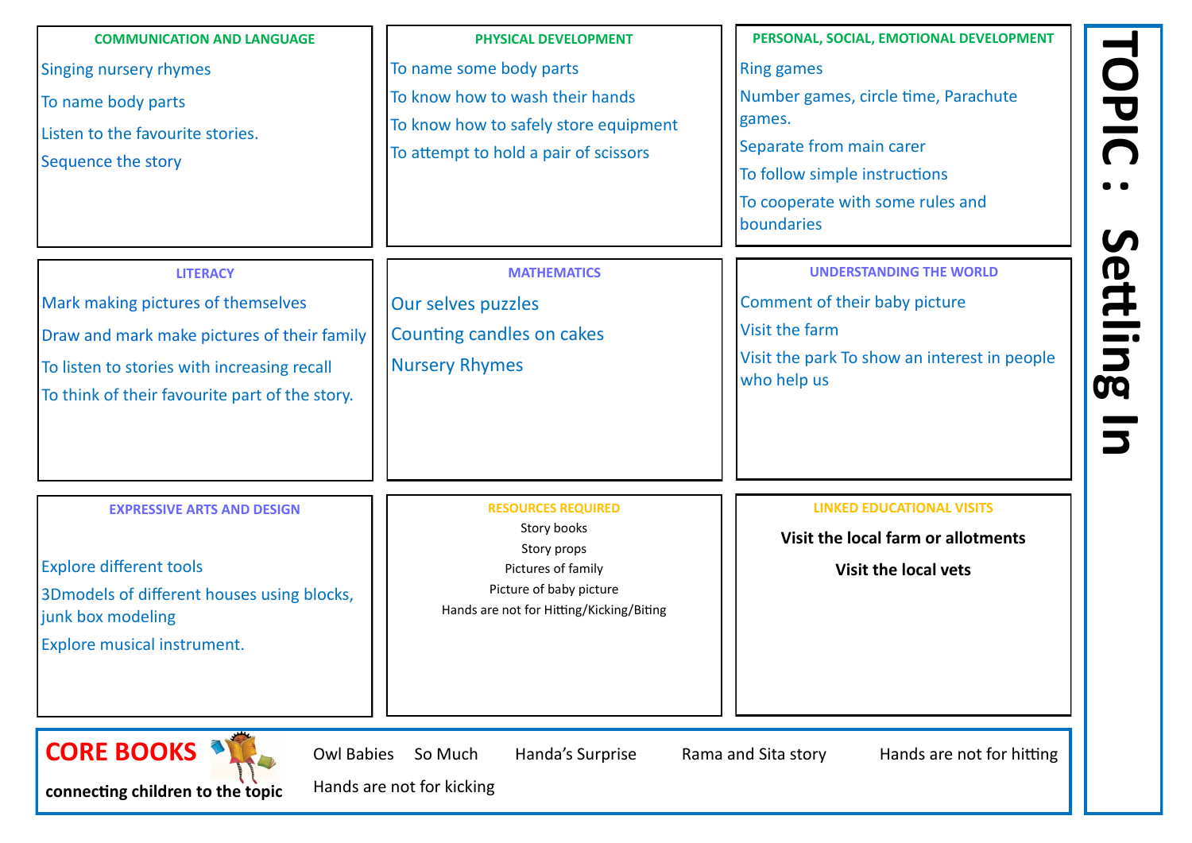# TOPIC : Settling In

## COMMUNICATION AND LANGUAGE

Singing nursery rhymes

To name body parts

Listen to the favourite stories.

Sequence the story

## PHYSICAL DEVELOPMENT

To name some body parts

To know how to wash their hands

To know how to safely store equipment

To attempt to hold a pair of scissors

## PERSONAL, SOCIAL, EMOTIONAL DEVELOPMENT

Ring games

Number games, circle time, Parachute games.

Separate from main carer

To follow simple instructions

To cooperate with some rules and boundaries

## LITERACY

Mark making pictures of themselves

Draw and mark make pictures of their family

To listen to stories with increasing recall

To think of their favourite part of the story.

## MATHEMATICS

Our selves puzzles

Counting candles on cakes

Nursery Rhymes

## UNDERSTANDING THE WORLD

Comment of their baby picture

Visit the farm

Visit the park To show an interest in people who help us

## EXPRESSIVE ARTS AND DESIGN

Explore different tools

3Dmodels of different houses using blocks, junk box modeling

Explore musical instrument.

## RESOURCES REQUIRED

Story books

Story props

Pictures of family

Picture of baby picture

Hands are not for Hitting/Kicking/Biting

## LINKED EDUCATIONAL VISITS

**Visit the local farm or allotments**

**Visit the local vets**

## CORE BOOKS

**connecting children to the topic**

Owl Babies So Much Handa's Surprise Rama and Sita story Hands are not for hitting

Hands are not for kicking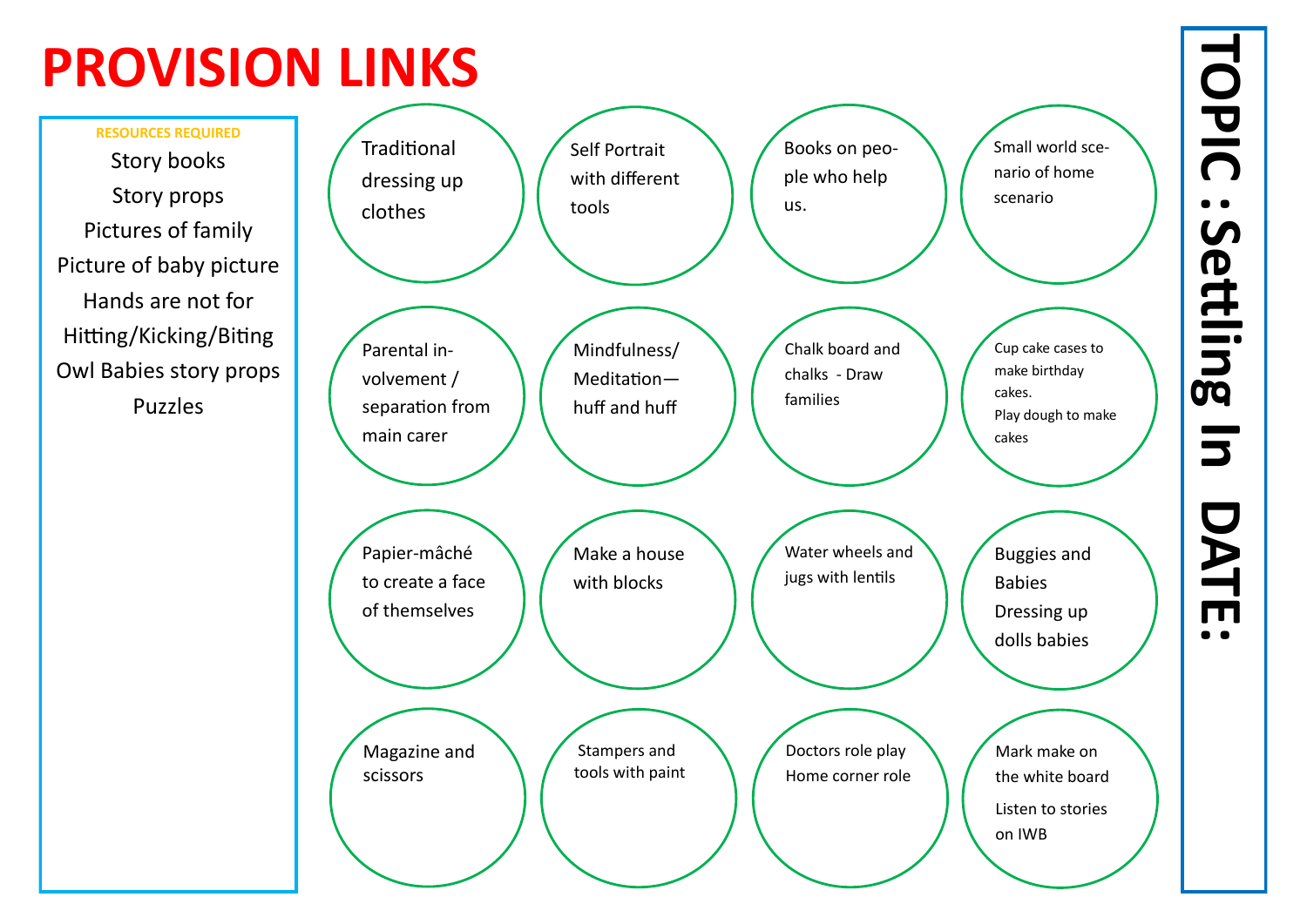# PROVISION LINKS

**TOPIC : Settling In DATE:**

**RESOURCES REQUIRED**

- Story books
- Story props
- Pictures of family
- Picture of baby picture
- Hands are not for Hitting/Kicking/Biting
- Owl Babies story props
- Puzzles

---

- Traditional dressing up clothes
- Self Portrait with different tools
- Books on people who help us.
- Small world scenario of home scenario
- Parental involvement / separation from main carer
- Mindfulness/ Meditation—huff and huff
- Chalk board and chalks - Draw families
- Cup cake cases to make birthday cakes. Play dough to make cakes
- Papier-mâché to create a face of themselves
- Make a house with blocks
- Water wheels and jugs with lentils
- Buggies and Babies Dressing up dolls babies
- Magazine and scissors
- Stampers and tools with paint
- Doctors role play Home corner role
- Mark make on the white board Listen to stories on IWB